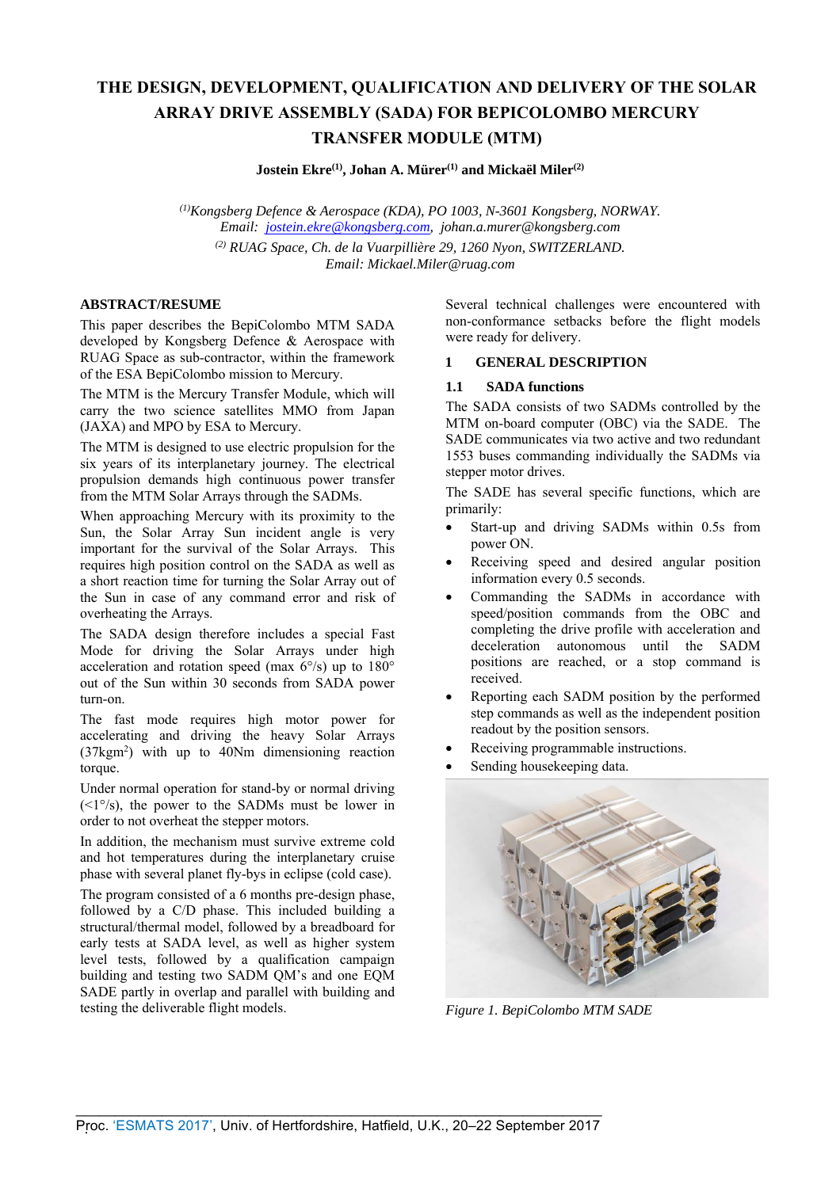# THE DESIGN, DEVELOPMENT, QUALIFICATION AND DELIVERY OF THE SOLAR ARRAY DRIVE ASSEMBLY (SADA) FOR BEPICOLOMBO MERCURY TRANSFER MODULE (MTM)

**Jostein Ekre[1], Johan A. Mürer[1] and Mickaël Miler[2]**

*[1]Kongsberg Defence & Aerospace (KDA), PO 1003, N-3601 Kongsberg, NORWAY.*
*Email: jostein.ekre@kongsberg.com, johan.a.murer@kongsberg.com*
*[2] RUAG Space, Ch. de la Vuarpillière 29, 1260 Nyon, SWITZERLAND.*
*Email: Mickael.Miler@ruag.com*

## ABSTRACT/RESUME

This paper describes the BepiColombo MTM SADA developed by Kongsberg Defence & Aerospace with RUAG Space as sub-contractor, within the framework of the ESA BepiColombo mission to Mercury.

The MTM is the Mercury Transfer Module, which will carry the two science satellites MMO from Japan (JAXA) and MPO by ESA to Mercury.

The MTM is designed to use electric propulsion for the six years of its interplanetary journey. The electrical propulsion demands high continuous power transfer from the MTM Solar Arrays through the SADMs.

When approaching Mercury with its proximity to the Sun, the Solar Array Sun incident angle is very important for the survival of the Solar Arrays. This requires high position control on the SADA as well as a short reaction time for turning the Solar Array out of the Sun in case of any command error and risk of overheating the Arrays.

The SADA design therefore includes a special Fast Mode for driving the Solar Arrays under high acceleration and rotation speed (max 6°/s) up to 180° out of the Sun within 30 seconds from SADA power turn-on.

The fast mode requires high motor power for accelerating and driving the heavy Solar Arrays ($37 kgm^2$) with up to 40Nm dimensioning reaction torque.

Under normal operation for stand-by or normal driving (<1°/s), the power to the SADMs must be lower in order to not overheat the stepper motors.

In addition, the mechanism must survive extreme cold and hot temperatures during the interplanetary cruise phase with several planet fly-bys in eclipse (cold case).

The program consisted of a 6 months pre-design phase, followed by a C/D phase. This included building a structural/thermal model, followed by a breadboard for early tests at SADA level, as well as higher system level tests, followed by a qualification campaign building and testing two SADM QM's and one EQM SADE partly in overlap and parallel with building and testing the deliverable flight models.

Several technical challenges were encountered with non-conformance setbacks before the flight models were ready for delivery.

## 1 GENERAL DESCRIPTION

### 1.1 SADA functions

The SADA consists of two SADMs controlled by the MTM on-board computer (OBC) via the SADE. The SADE communicates via two active and two redundant 1553 buses commanding individually the SADMs via stepper motor drives.

The SADE has several specific functions, which are primarily:

- Start-up and driving SADMs within 0.5s from power ON.
- Receiving speed and desired angular position information every 0.5 seconds.
- Commanding the SADMs in accordance with speed/position commands from the OBC and completing the drive profile with acceleration and deceleration autonomous until the SADM positions are reached, or a stop command is received.
- Reporting each SADM position by the performed step commands as well as the independent position readout by the position sensors.
- Receiving programmable instructions.
- Sending housekeeping data.

*Figure 1. BepiColombo MTM SADE*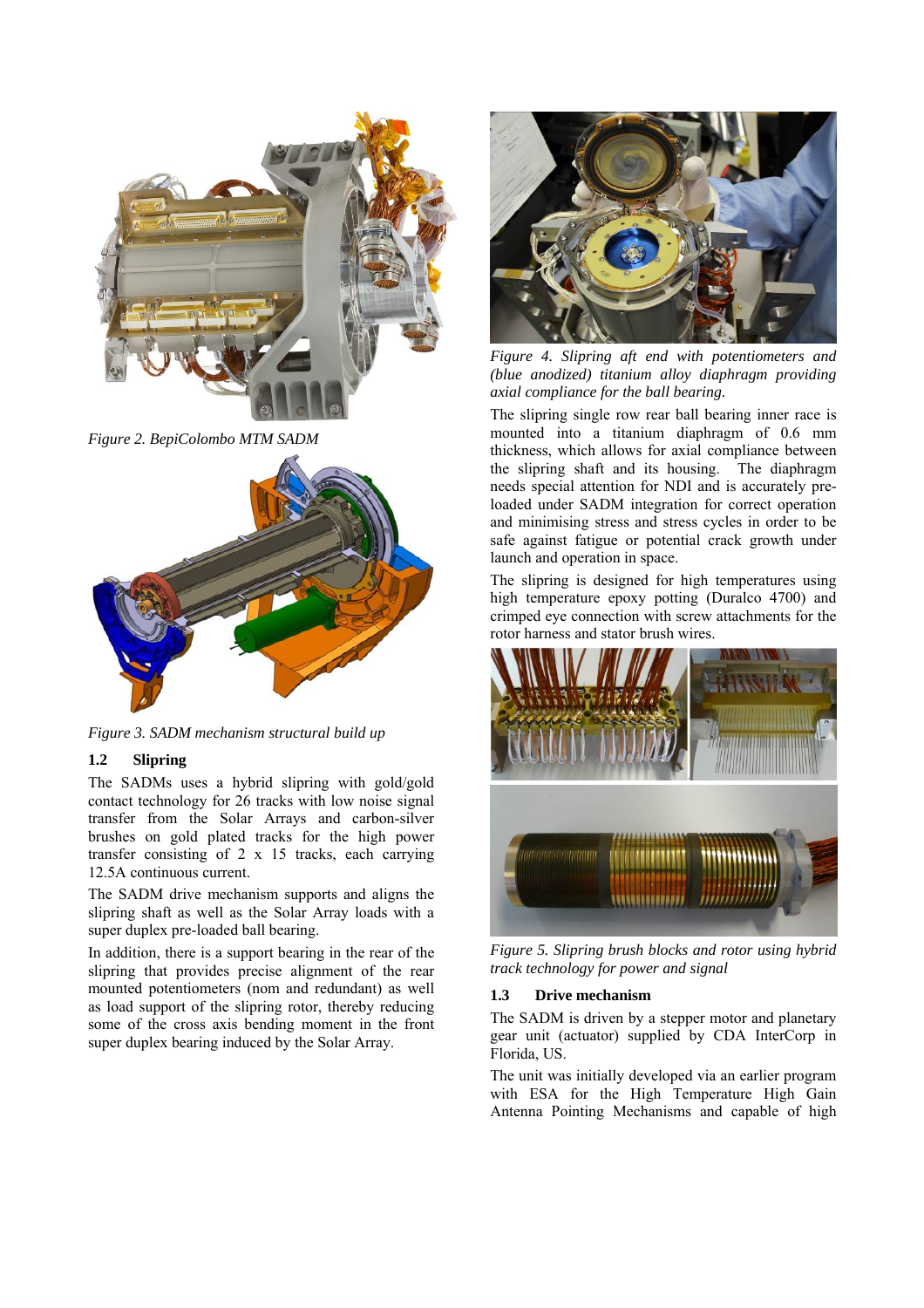*Figure 2. BepiColombo MTM SADM*

*Figure 3. SADM mechanism structural build up*

### 1.2 Slipring

The SADMs uses a hybrid slipring with gold/gold contact technology for 26 tracks with low noise signal transfer from the Solar Arrays and carbon-silver brushes on gold plated tracks for the high power transfer consisting of 2 x 15 tracks, each carrying 12.5A continuous current.

The SADM drive mechanism supports and aligns the slipring shaft as well as the Solar Array loads with a super duplex pre-loaded ball bearing.

In addition, there is a support bearing in the rear of the slipring that provides precise alignment of the rear mounted potentiometers (nom and redundant) as well as load support of the slipring rotor, thereby reducing some of the cross axis bending moment in the front super duplex bearing induced by the Solar Array.

*Figure 4. Slipring aft end with potentiometers and (blue anodized) titanium alloy diaphragm providing axial compliance for the ball bearing.*

The slipring single row rear ball bearing inner race is mounted into a titanium diaphragm of 0.6 mm thickness, which allows for axial compliance between the slipring shaft and its housing. The diaphragm needs special attention for NDI and is accurately pre-loaded under SADM integration for correct operation and minimising stress and stress cycles in order to be safe against fatigue or potential crack growth under launch and operation in space.

The slipring is designed for high temperatures using high temperature epoxy potting (Duralco 4700) and crimped eye connection with screw attachments for the rotor harness and stator brush wires.

*Figure 5. Slipring brush blocks and rotor using hybrid track technology for power and signal*

### 1.3 Drive mechanism

The SADM is driven by a stepper motor and planetary gear unit (actuator) supplied by CDA InterCorp in Florida, US.

The unit was initially developed via an earlier program with ESA for the High Temperature High Gain Antenna Pointing Mechanisms and capable of high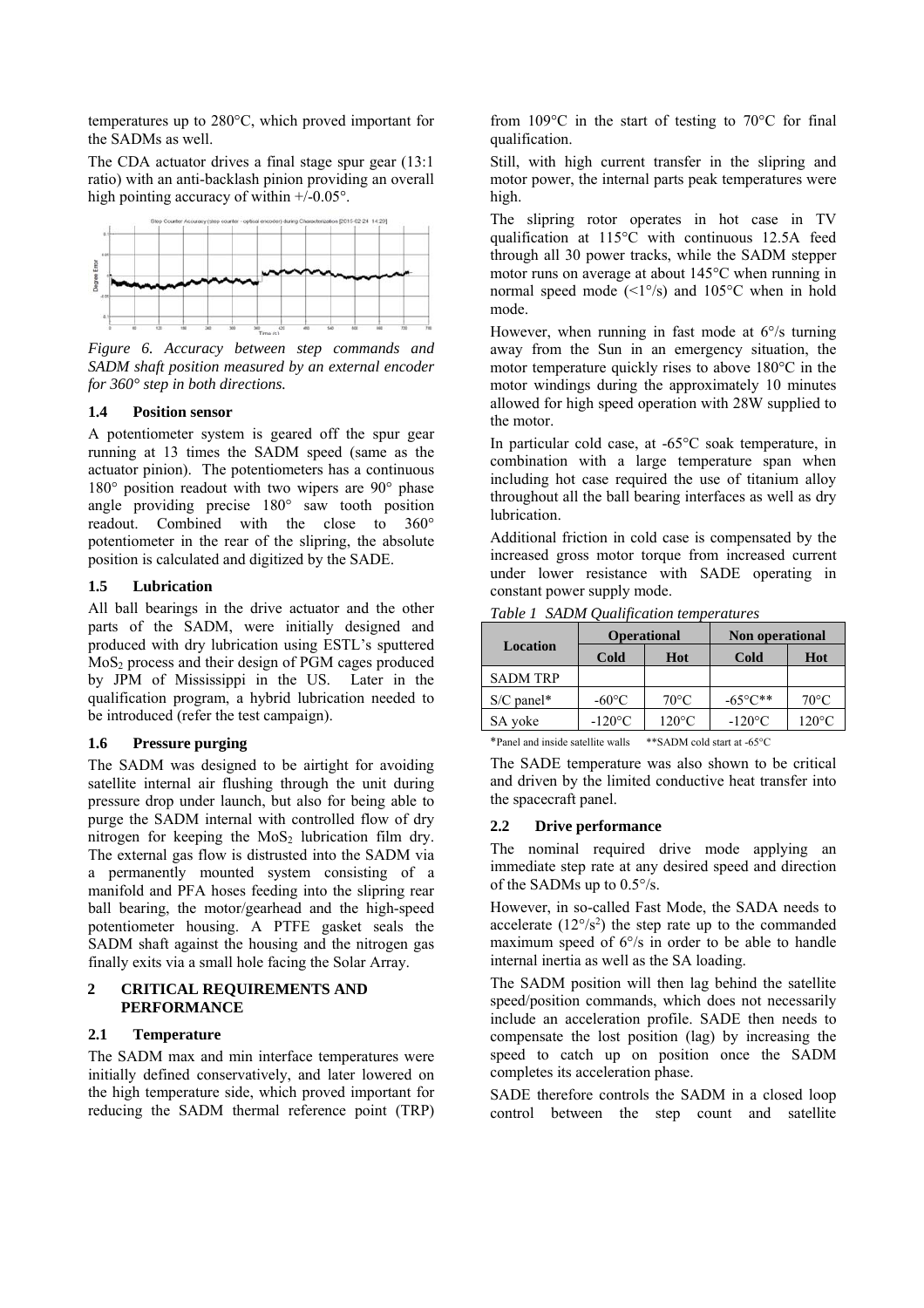temperatures up to 280°C, which proved important for the SADMs as well.

The CDA actuator drives a final stage spur gear (13:1 ratio) with an anti-backlash pinion providing an overall high pointing accuracy of within +/-0.05°.

*Figure 6. Accuracy between step commands and SADM shaft position measured by an external encoder for 360° step in both directions.*

### 1.4 Position sensor

A potentiometer system is geared off the spur gear running at 13 times the SADM speed (same as the actuator pinion). The potentiometers has a continuous 180° position readout with two wipers are 90° phase angle providing precise 180° saw tooth position readout. Combined with the close to 360° potentiometer in the rear of the slipring, the absolute position is calculated and digitized by the SADE.

### 1.5 Lubrication

All ball bearings in the drive actuator and the other parts of the SADM, were initially designed and produced with dry lubrication using ESTL's sputtered $MoS_2$ process and their design of PGM cages produced by JPM of Mississippi in the US. Later in the qualification program, a hybrid lubrication needed to be introduced (refer the test campaign).

### 1.6 Pressure purging

The SADM was designed to be airtight for avoiding satellite internal air flushing through the unit during pressure drop under launch, but also for being able to purge the SADM internal with controlled flow of dry nitrogen for keeping the $MoS_2$ lubrication film dry. The external gas flow is distrusted into the SADM via a permanently mounted system consisting of a manifold and PFA hoses feeding into the slipring rear ball bearing, the motor/gearhead and the high-speed potentiometer housing. A PTFE gasket seals the SADM shaft against the housing and the nitrogen gas finally exits via a small hole facing the Solar Array.

## 2 CRITICAL REQUIREMENTS AND PERFORMANCE

### 2.1 Temperature

The SADM max and min interface temperatures were initially defined conservatively, and later lowered on the high temperature side, which proved important for reducing the SADM thermal reference point (TRP) from 109°C in the start of testing to 70°C for final qualification.

Still, with high current transfer in the slipring and motor power, the internal parts peak temperatures were high.

The slipring rotor operates in hot case in TV qualification at 115°C with continuous 12.5A feed through all 30 power tracks, while the SADM stepper motor runs on average at about 145°C when running in normal speed mode (<1°/s) and 105°C when in hold mode.

However, when running in fast mode at 6°/s turning away from the Sun in an emergency situation, the motor temperature quickly rises to above 180°C in the motor windings during the approximately 10 minutes allowed for high speed operation with 28W supplied to the motor.

In particular cold case, at -65°C soak temperature, in combination with a large temperature span when including hot case required the use of titanium alloy throughout all the ball bearing interfaces as well as dry lubrication.

Additional friction in cold case is compensated by the increased gross motor torque from increased current under lower resistance with SADE operating in constant power supply mode.

*Table 1 SADM Qualification temperatures*

| Location | Operational | | Non operational | |
|---|---|---|---|---|
| | Cold | Hot | Cold | Hot |
| SADM TRP | | | | |
| S/C panel* | -60°C | 70°C | -65°C** | 70°C |
| SA yoke | -120°C | 120°C | -120°C | 120°C |

*Panel and inside satellite walls **SADM cold start at -65°C

The SADE temperature was also shown to be critical and driven by the limited conductive heat transfer into the spacecraft panel.

### 2.2 Drive performance

The nominal required drive mode applying an immediate step rate at any desired speed and direction of the SADMs up to 0.5°/s.

However, in so-called Fast Mode, the SADA needs to accelerate ($12°/s^2$) the step rate up to the commanded maximum speed of 6°/s in order to be able to handle internal inertia as well as the SA loading.

The SADM position will then lag behind the satellite speed/position commands, which does not necessarily include an acceleration profile. SADE then needs to compensate the lost position (lag) by increasing the speed to catch up on position once the SADM completes its acceleration phase.

SADE therefore controls the SADM in a closed loop control between the step count and satellite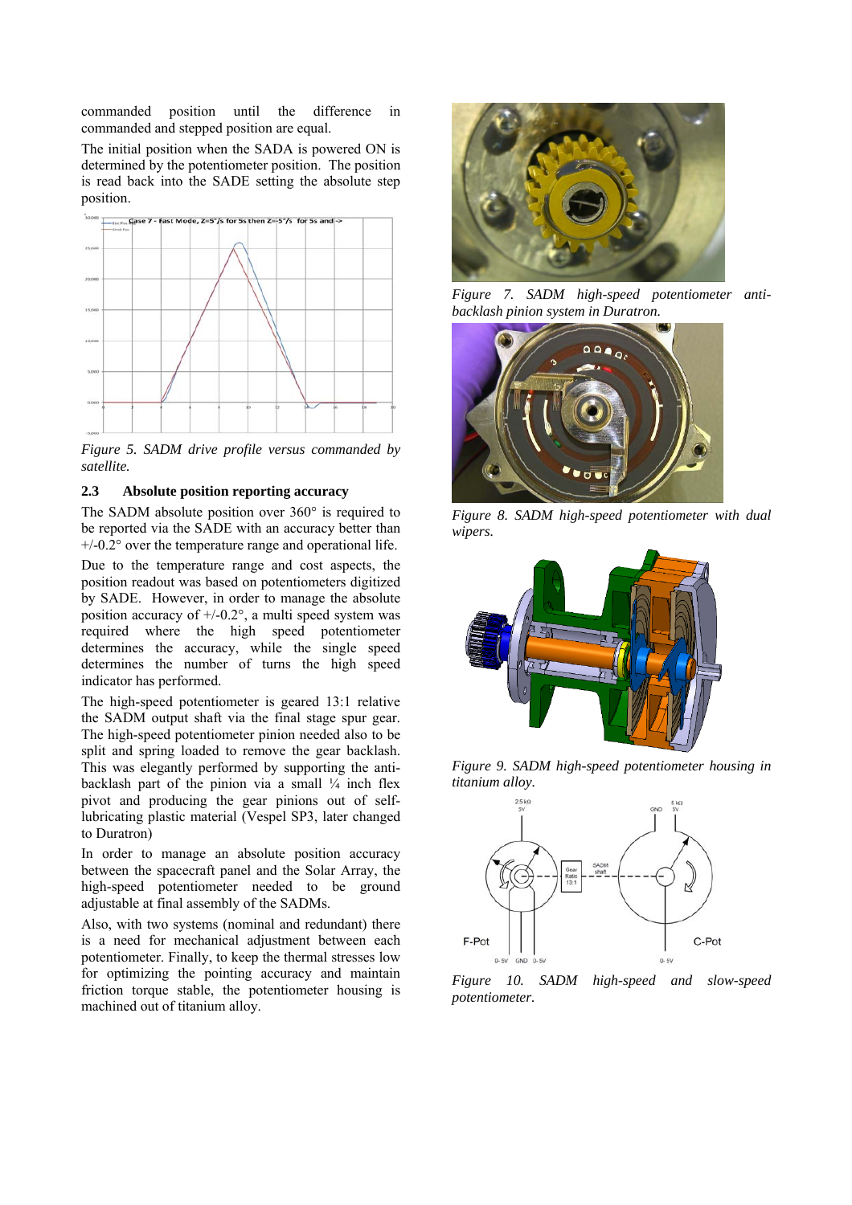commanded position until the difference in commanded and stepped position are equal.

The initial position when the SADA is powered ON is determined by the potentiometer position. The position is read back into the SADE setting the absolute step position.

*Figure 5. SADM drive profile versus commanded by satellite.*

## 2.3 Absolute position reporting accuracy

The SADM absolute position over 360° is required to be reported via the SADE with an accuracy better than +/-0.2° over the temperature range and operational life.

Due to the temperature range and cost aspects, the position readout was based on potentiometers digitized by SADE. However, in order to manage the absolute position accuracy of +/-0.2°, a multi speed system was required where the high speed potentiometer determines the accuracy, while the single speed determines the number of turns the high speed indicator has performed.

The high-speed potentiometer is geared 13:1 relative the SADM output shaft via the final stage spur gear. The high-speed potentiometer pinion needed also to be split and spring loaded to remove the gear backlash. This was elegantly performed by supporting the anti-backlash part of the pinion via a small ¼ inch flex pivot and producing the gear pinions out of self-lubricating plastic material (Vespel SP3, later changed to Duratron)

In order to manage an absolute position accuracy between the spacecraft panel and the Solar Array, the high-speed potentiometer needed to be ground adjustable at final assembly of the SADMs.

Also, with two systems (nominal and redundant) there is a need for mechanical adjustment between each potentiometer. Finally, to keep the thermal stresses low for optimizing the pointing accuracy and maintain friction torque stable, the potentiometer housing is machined out of titanium alloy.

*Figure 7. SADM high-speed potentiometer anti-backlash pinion system in Duratron.*

*Figure 8. SADM high-speed potentiometer with dual wipers.*

*Figure 9. SADM high-speed potentiometer housing in titanium alloy.*

*Figure 10. SADM high-speed and slow-speed potentiometer.*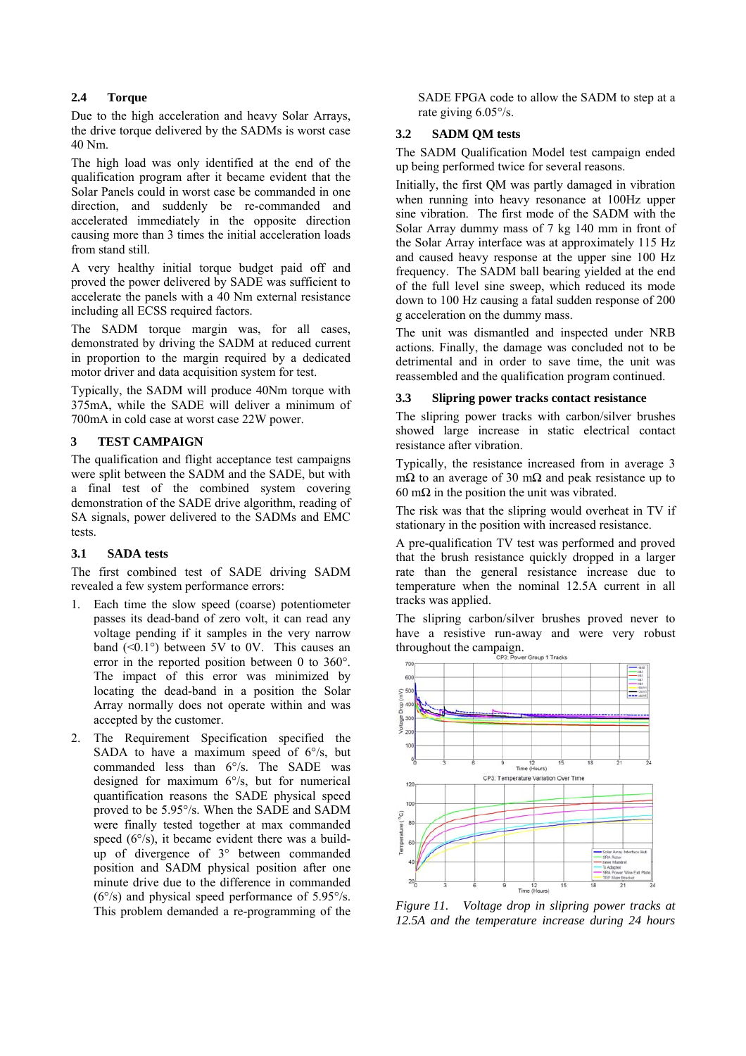### 2.4 Torque

Due to the high acceleration and heavy Solar Arrays, the drive torque delivered by the SADMs is worst case 40 Nm.

The high load was only identified at the end of the qualification program after it became evident that the Solar Panels could in worst case be commanded in one direction, and suddenly be re-commanded and accelerated immediately in the opposite direction causing more than 3 times the initial acceleration loads from stand still.

A very healthy initial torque budget paid off and proved the power delivered by SADE was sufficient to accelerate the panels with a 40 Nm external resistance including all ECSS required factors.

The SADM torque margin was, for all cases, demonstrated by driving the SADM at reduced current in proportion to the margin required by a dedicated motor driver and data acquisition system for test.

Typically, the SADM will produce 40Nm torque with 375mA, while the SADE will deliver a minimum of 700mA in cold case at worst case 22W power.

## 3 TEST CAMPAIGN

The qualification and flight acceptance test campaigns were split between the SADM and the SADE, but with a final test of the combined system covering demonstration of the SADE drive algorithm, reading of SA signals, power delivered to the SADMs and EMC tests.

### 3.1 SADA tests

The first combined test of SADE driving SADM revealed a few system performance errors:

1. Each time the slow speed (coarse) potentiometer passes its dead-band of zero volt, it can read any voltage pending if it samples in the very narrow band (<0.1°) between 5V to 0V. This causes an error in the reported position between 0 to 360°. The impact of this error was minimized by locating the dead-band in a position the Solar Array normally does not operate within and was accepted by the customer.
2. The Requirement Specification specified the SADA to have a maximum speed of 6°/s, but commanded less than 6°/s. The SADE was designed for maximum 6°/s, but for numerical quantification reasons the SADE physical speed proved to be 5.95°/s. When the SADE and SADM were finally tested together at max commanded speed (6°/s), it became evident there was a build-up of divergence of 3° between commanded position and SADM physical position after one minute drive due to the difference in commanded (6°/s) and physical speed performance of 5.95°/s. This problem demanded a re-programming of the SADE FPGA code to allow the SADM to step at a rate giving 6.05°/s.

### 3.2 SADM QM tests

The SADM Qualification Model test campaign ended up being performed twice for several reasons.

Initially, the first QM was partly damaged in vibration when running into heavy resonance at 100Hz upper sine vibration. The first mode of the SADM with the Solar Array dummy mass of 7 kg 140 mm in front of the Solar Array interface was at approximately 115 Hz and caused heavy response at the upper sine 100 Hz frequency. The SADM ball bearing yielded at the end of the full level sine sweep, which reduced its mode down to 100 Hz causing a fatal sudden response of 200 g acceleration on the dummy mass.

The unit was dismantled and inspected under NRB actions. Finally, the damage was concluded not to be detrimental and in order to save time, the unit was reassembled and the qualification program continued.

### 3.3 Slipring power tracks contact resistance

The slipring power tracks with carbon/silver brushes showed large increase in static electrical contact resistance after vibration.

Typically, the resistance increased from in average 3 mΩ to an average of 30 mΩ and peak resistance up to 60 mΩ in the position the unit was vibrated.

The risk was that the slipring would overheat in TV if stationary in the position with increased resistance.

A pre-qualification TV test was performed and proved that the brush resistance quickly dropped in a larger rate than the general resistance increase due to temperature when the nominal 12.5A current in all tracks was applied.

The slipring carbon/silver brushes proved never to have a resistive run-away and were very robust throughout the campaign.

*Figure 11. Voltage drop in slipring power tracks at 12.5A and the temperature increase during 24 hours*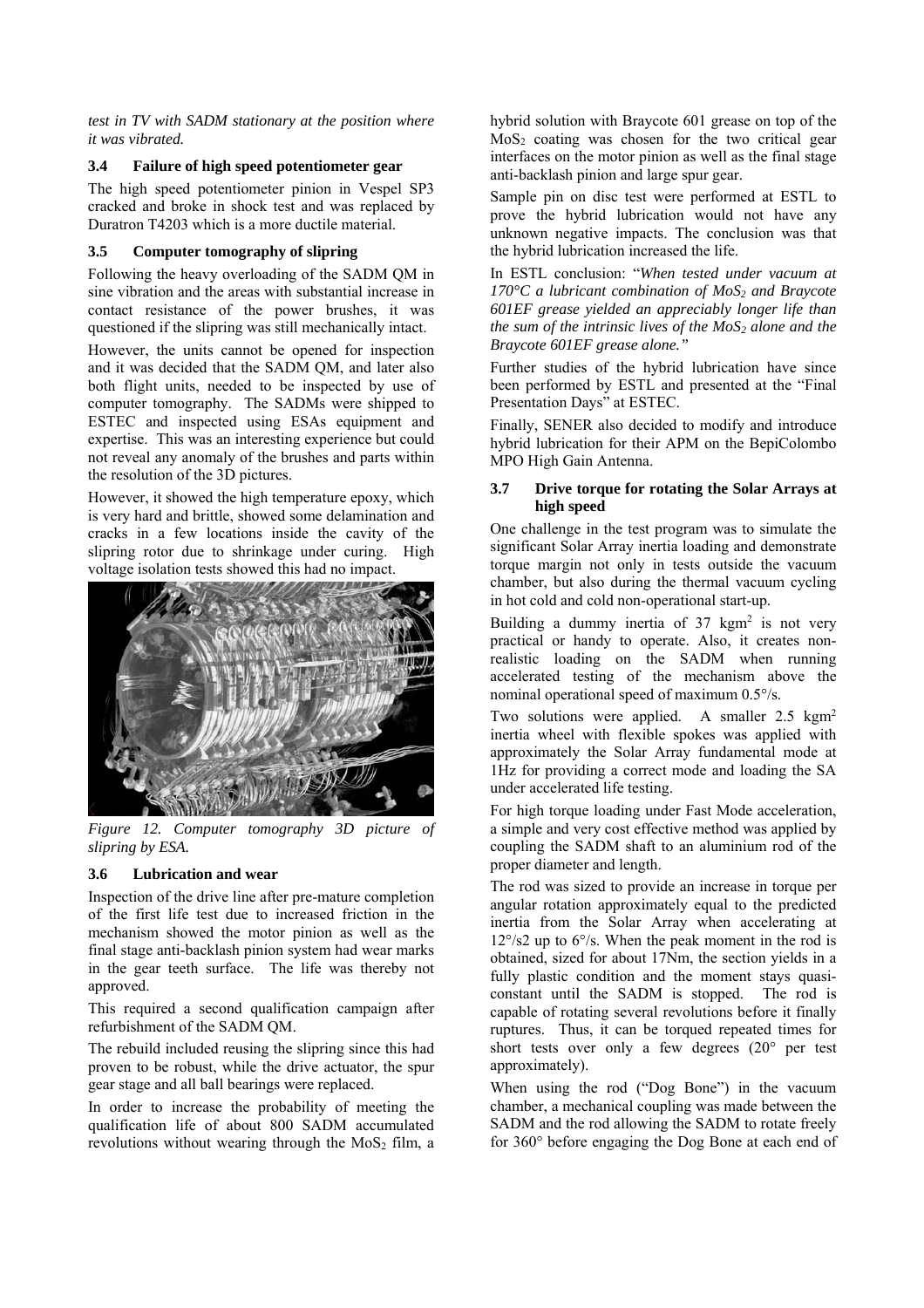*test in TV with SADM stationary at the position where it was vibrated.*

### 3.4 Failure of high speed potentiometer gear

The high speed potentiometer pinion in Vespel SP3 cracked and broke in shock test and was replaced by Duratron T4203 which is a more ductile material.

### 3.5 Computer tomography of slipring

Following the heavy overloading of the SADM QM in sine vibration and the areas with substantial increase in contact resistance of the power brushes, it was questioned if the slipring was still mechanically intact.

However, the units cannot be opened for inspection and it was decided that the SADM QM, and later also both flight units, needed to be inspected by use of computer tomography. The SADMs were shipped to ESTEC and inspected using ESAs equipment and expertise. This was an interesting experience but could not reveal any anomaly of the brushes and parts within the resolution of the 3D pictures.

However, it showed the high temperature epoxy, which is very hard and brittle, showed some delamination and cracks in a few locations inside the cavity of the slipring rotor due to shrinkage under curing. High voltage isolation tests showed this had no impact.

*Figure 12. Computer tomography 3D picture of slipring by ESA.*

### 3.6 Lubrication and wear

Inspection of the drive line after pre-mature completion of the first life test due to increased friction in the mechanism showed the motor pinion as well as the final stage anti-backlash pinion system had wear marks in the gear teeth surface. The life was thereby not approved.

This required a second qualification campaign after refurbishment of the SADM QM.

The rebuild included reusing the slipring since this had proven to be robust, while the drive actuator, the spur gear stage and all ball bearings were replaced.

In order to increase the probability of meeting the qualification life of about 800 SADM accumulated revolutions without wearing through the $MoS_2$ film, a hybrid solution with Braycote 601 grease on top of the $MoS_2$ coating was chosen for the two critical gear interfaces on the motor pinion as well as the final stage anti-backlash pinion and large spur gear.

Sample pin on disc test were performed at ESTL to prove the hybrid lubrication would not have any unknown negative impacts. The conclusion was that the hybrid lubrication increased the life.

In ESTL conclusion: "*When tested under vacuum at 170°C a lubricant combination of $MoS_2$ and Braycote 601EF grease yielded an appreciably longer life than the sum of the intrinsic lives of the $MoS_2$ alone and the Braycote 601EF grease alone.*"

Further studies of the hybrid lubrication have since been performed by ESTL and presented at the "Final Presentation Days" at ESTEC.

Finally, SENER also decided to modify and introduce hybrid lubrication for their APM on the BepiColombo MPO High Gain Antenna.

### 3.7 Drive torque for rotating the Solar Arrays at high speed

One challenge in the test program was to simulate the significant Solar Array inertia loading and demonstrate torque margin not only in tests outside the vacuum chamber, but also during the thermal vacuum cycling in hot cold and cold non-operational start-up.

Building a dummy inertia of 37 kgm$^2$ is not very practical or handy to operate. Also, it creates non-realistic loading on the SADM when running accelerated testing of the mechanism above the nominal operational speed of maximum 0.5°/s.

Two solutions were applied. A smaller 2.5 kgm$^2$ inertia wheel with flexible spokes was applied with approximately the Solar Array fundamental mode at 1Hz for providing a correct mode and loading the SA under accelerated life testing.

For high torque loading under Fast Mode acceleration, a simple and very cost effective method was applied by coupling the SADM shaft to an aluminium rod of the proper diameter and length.

The rod was sized to provide an increase in torque per angular rotation approximately equal to the predicted inertia from the Solar Array when accelerating at 12°/s2 up to 6°/s. When the peak moment in the rod is obtained, sized for about 17Nm, the section yields in a fully plastic condition and the moment stays quasi-constant until the SADM is stopped. The rod is capable of rotating several revolutions before it finally ruptures. Thus, it can be torqued repeated times for short tests over only a few degrees (20° per test approximately).

When using the rod ("Dog Bone") in the vacuum chamber, a mechanical coupling was made between the SADM and the rod allowing the SADM to rotate freely for 360° before engaging the Dog Bone at each end of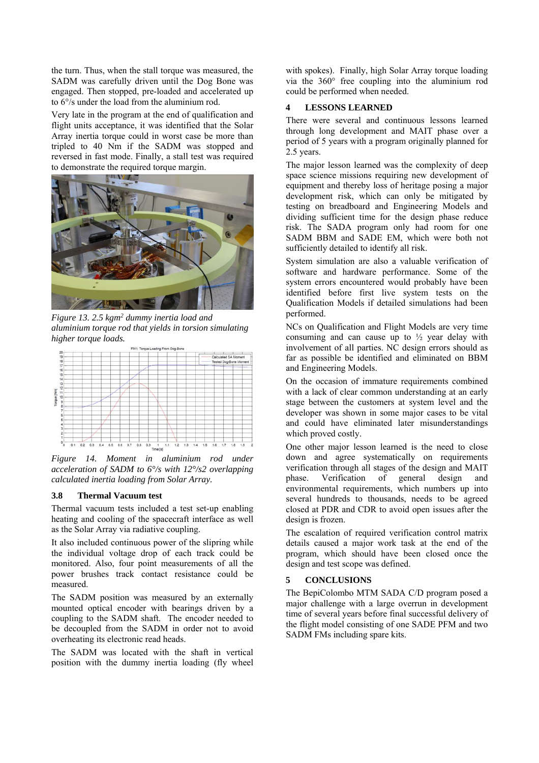the turn. Thus, when the stall torque was measured, the SADM was carefully driven until the Dog Bone was engaged. Then stopped, pre-loaded and accelerated up to 6°/s under the load from the aluminium rod.

Very late in the program at the end of qualification and flight units acceptance, it was identified that the Solar Array inertia torque could in worst case be more than tripled to 40 Nm if the SADM was stopped and reversed in fast mode. Finally, a stall test was required to demonstrate the required torque margin.

*Figure 13. 2.5 kgm² dummy inertia load and aluminium torque rod that yields in torsion simulating higher torque loads.*

*Figure 14. Moment in aluminium rod under acceleration of SADM to 6°/s with 12°/s2 overlapping calculated inertia loading from Solar Array.*

### 3.8 Thermal Vacuum test

Thermal vacuum tests included a test set-up enabling heating and cooling of the spacecraft interface as well as the Solar Array via radiative coupling.

It also included continuous power of the slipring while the individual voltage drop of each track could be monitored. Also, four point measurements of all the power brushes track contact resistance could be measured.

The SADM position was measured by an externally mounted optical encoder with bearings driven by a coupling to the SADM shaft. The encoder needed to be decoupled from the SADM in order not to avoid overheating its electronic read heads.

The SADM was located with the shaft in vertical position with the dummy inertia loading (fly wheel with spokes). Finally, high Solar Array torque loading via the 360° free coupling into the aluminium rod could be performed when needed.

## 4 LESSONS LEARNED

There were several and continuous lessons learned through long development and MAIT phase over a period of 5 years with a program originally planned for 2.5 years.

The major lesson learned was the complexity of deep space science missions requiring new development of equipment and thereby loss of heritage posing a major development risk, which can only be mitigated by testing on breadboard and Engineering Models and dividing sufficient time for the design phase reduce risk. The SADA program only had room for one SADM BBM and SADE EM, which were both not sufficiently detailed to identify all risk.

System simulation are also a valuable verification of software and hardware performance. Some of the system errors encountered would probably have been identified before first live system tests on the Qualification Models if detailed simulations had been performed.

NCs on Qualification and Flight Models are very time consuming and can cause up to ½ year delay with involvement of all parties. NC design errors should as far as possible be identified and eliminated on BBM and Engineering Models.

On the occasion of immature requirements combined with a lack of clear common understanding at an early stage between the customers at system level and the developer was shown in some major cases to be vital and could have eliminated later misunderstandings which proved costly.

One other major lesson learned is the need to close down and agree systematically on requirements verification through all stages of the design and MAIT phase. Verification of general design and environmental requirements, which numbers up into several hundreds to thousands, needs to be agreed closed at PDR and CDR to avoid open issues after the design is frozen.

The escalation of required verification control matrix details caused a major work task at the end of the program, which should have been closed once the design and test scope was defined.

## 5 CONCLUSIONS

The BepiColombo MTM SADA C/D program posed a major challenge with a large overrun in development time of several years before final successful delivery of the flight model consisting of one SADE PFM and two SADM FMs including spare kits.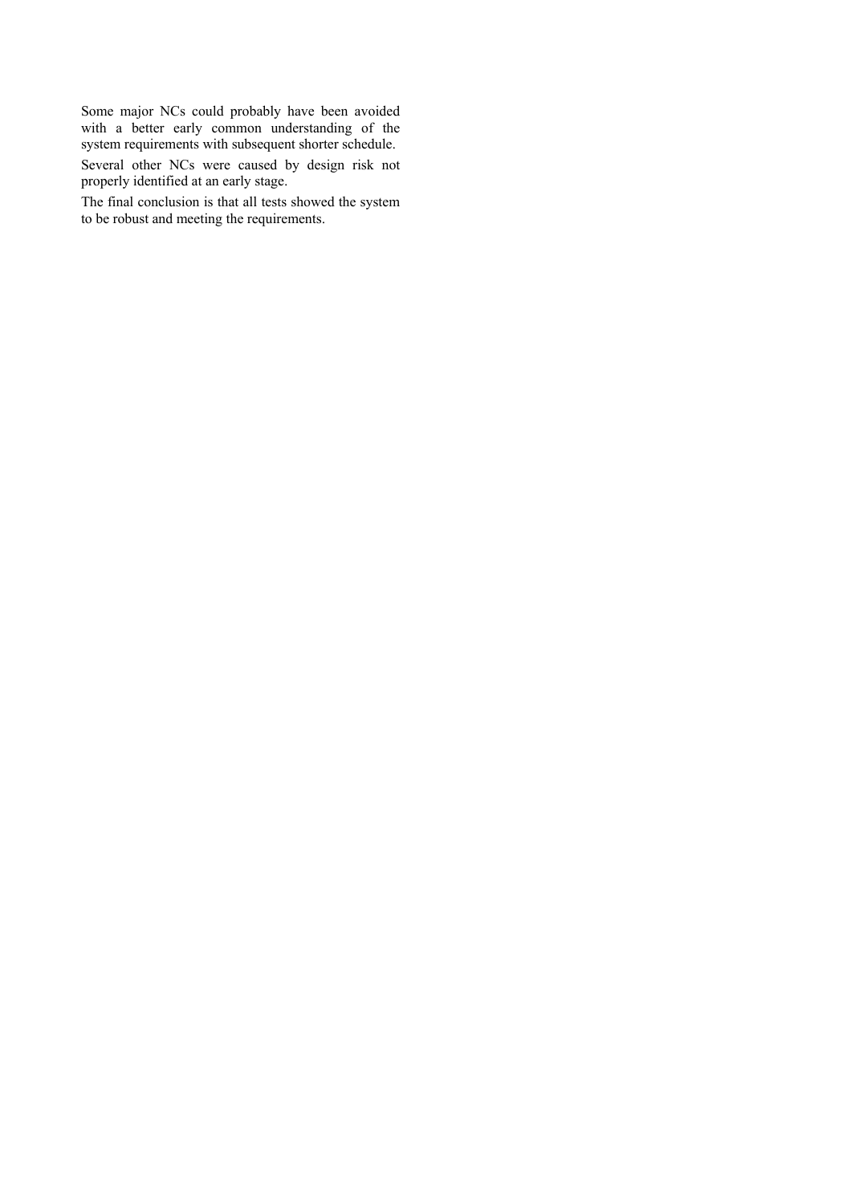Some major NCs could probably have been avoided with a better early common understanding of the system requirements with subsequent shorter schedule.

Several other NCs were caused by design risk not properly identified at an early stage.

The final conclusion is that all tests showed the system to be robust and meeting the requirements.